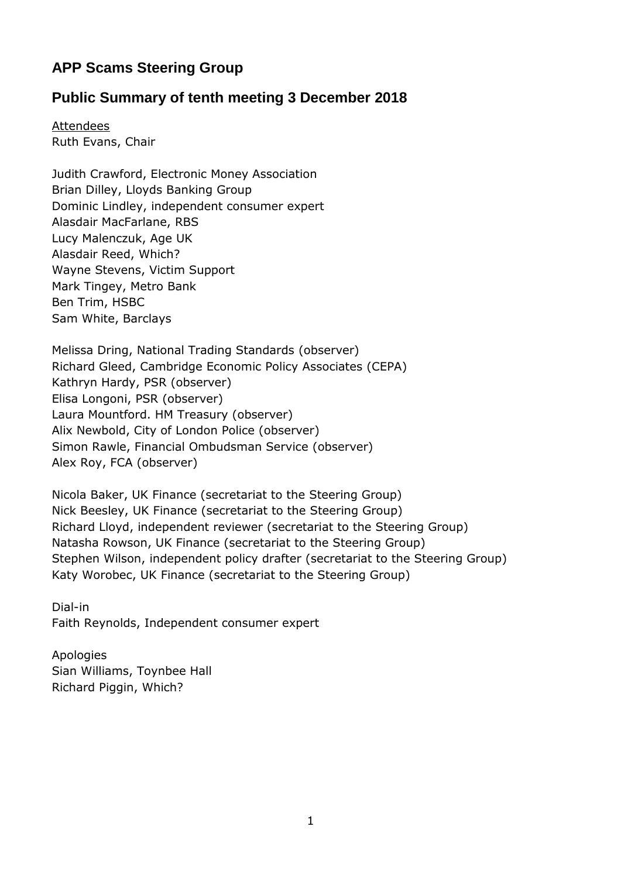## APP Scams Steering Group

## Public Summary of tenth meeting 3 December 2018

Attendees
Ruth Evans, Chair

Judith Crawford, Electronic Money Association
Brian Dilley, Lloyds Banking Group
Dominic Lindley, independent consumer expert
Alasdair MacFarlane, RBS
Lucy Malenczuk, Age UK
Alasdair Reed, Which?
Wayne Stevens, Victim Support
Mark Tingey, Metro Bank
Ben Trim, HSBC
Sam White, Barclays

Melissa Dring, National Trading Standards (observer)
Richard Gleed, Cambridge Economic Policy Associates (CEPA)
Kathryn Hardy, PSR (observer)
Elisa Longoni, PSR (observer)
Laura Mountford. HM Treasury (observer)
Alix Newbold, City of London Police (observer)
Simon Rawle, Financial Ombudsman Service (observer)
Alex Roy, FCA (observer)

Nicola Baker, UK Finance (secretariat to the Steering Group)
Nick Beesley, UK Finance (secretariat to the Steering Group)
Richard Lloyd, independent reviewer (secretariat to the Steering Group)
Natasha Rowson, UK Finance (secretariat to the Steering Group)
Stephen Wilson, independent policy drafter (secretariat to the Steering Group)
Katy Worobec, UK Finance (secretariat to the Steering Group)

Dial-in
Faith Reynolds, Independent consumer expert

Apologies
Sian Williams, Toynbee Hall
Richard Piggin, Which?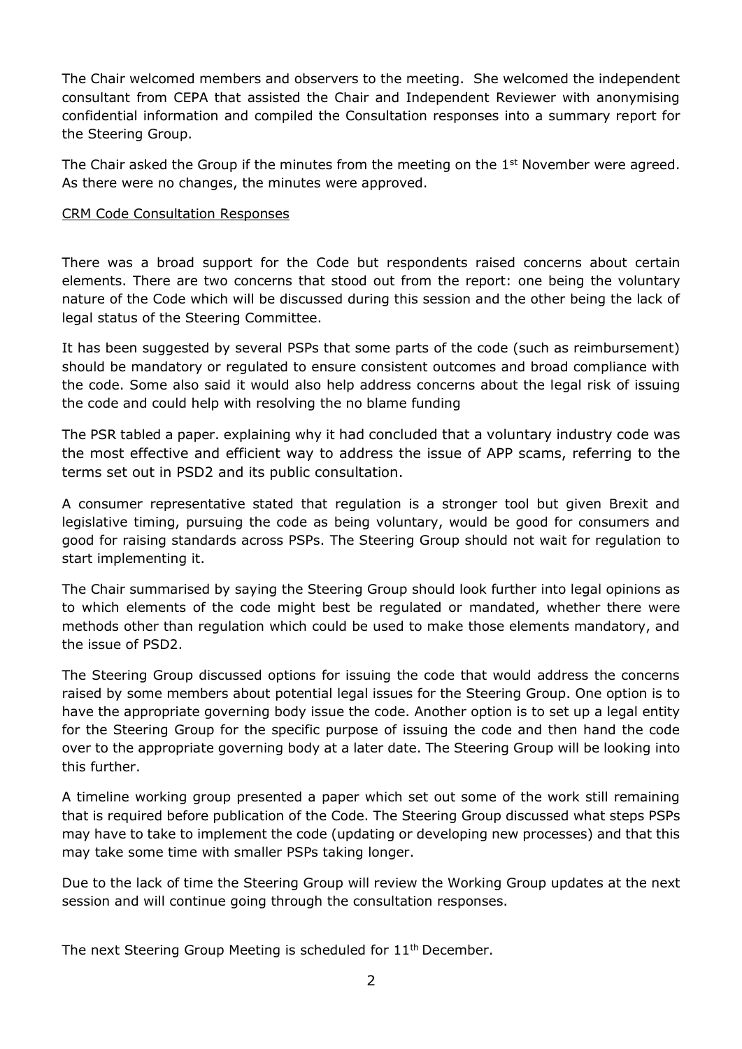The Chair welcomed members and observers to the meeting. She welcomed the independent consultant from CEPA that assisted the Chair and Independent Reviewer with anonymising confidential information and compiled the Consultation responses into a summary report for the Steering Group.

The Chair asked the Group if the minutes from the meeting on the 1st November were agreed. As there were no changes, the minutes were approved.

CRM Code Consultation Responses

There was a broad support for the Code but respondents raised concerns about certain elements. There are two concerns that stood out from the report: one being the voluntary nature of the Code which will be discussed during this session and the other being the lack of legal status of the Steering Committee.

It has been suggested by several PSPs that some parts of the code (such as reimbursement) should be mandatory or regulated to ensure consistent outcomes and broad compliance with the code. Some also said it would also help address concerns about the legal risk of issuing the code and could help with resolving the no blame funding

The PSR tabled a paper. explaining why it had concluded that a voluntary industry code was the most effective and efficient way to address the issue of APP scams, referring to the terms set out in PSD2 and its public consultation.

A consumer representative stated that regulation is a stronger tool but given Brexit and legislative timing, pursuing the code as being voluntary, would be good for consumers and good for raising standards across PSPs. The Steering Group should not wait for regulation to start implementing it.

The Chair summarised by saying the Steering Group should look further into legal opinions as to which elements of the code might best be regulated or mandated, whether there were methods other than regulation which could be used to make those elements mandatory, and the issue of PSD2.

The Steering Group discussed options for issuing the code that would address the concerns raised by some members about potential legal issues for the Steering Group. One option is to have the appropriate governing body issue the code. Another option is to set up a legal entity for the Steering Group for the specific purpose of issuing the code and then hand the code over to the appropriate governing body at a later date. The Steering Group will be looking into this further.

A timeline working group presented a paper which set out some of the work still remaining that is required before publication of the Code. The Steering Group discussed what steps PSPs may have to take to implement the code (updating or developing new processes) and that this may take some time with smaller PSPs taking longer.

Due to the lack of time the Steering Group will review the Working Group updates at the next session and will continue going through the consultation responses.

The next Steering Group Meeting is scheduled for 11th December.